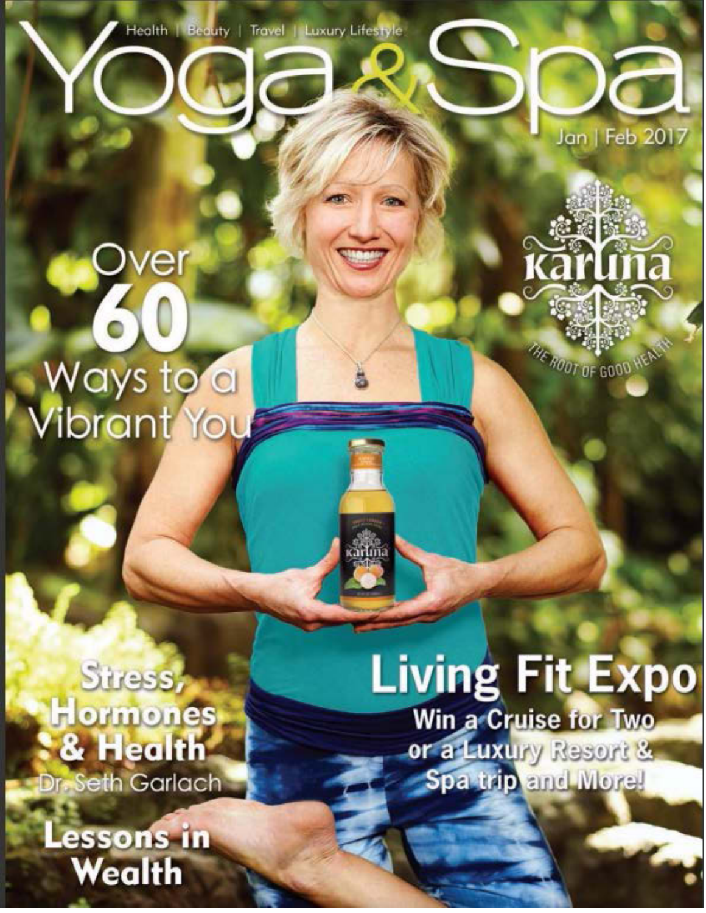Health | Beauty | Travel | Luxury Lifestyle

# Yoga & Spa

Jan | Feb 2017

karuna

THE ROOT OF GOOD HEALTH

## Over 60 Ways to a Vibrant You

## Stress, Hormones & Health

Dr. Seth Garlach

## Lessons in Wealth

## Living Fit Expo

Win a Cruise for Two or a Luxury Resort & Spa trip and More!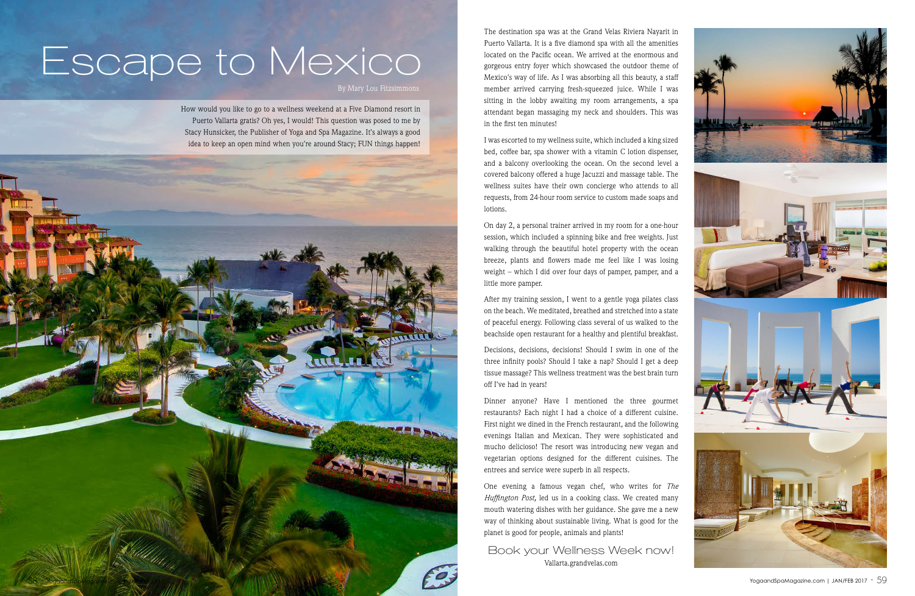# Escape to Mexico

By Mary Lou Fitzsimmons

How would you like to go to a wellness weekend at a Five Diamond resort in Puerto Vallarta gratis? Oh yes, I would! This question was posed to me by Stacy Hunsicker, the Publisher of Yoga and Spa Magazine. It's always a good idea to keep an open mind when you're around Stacy; FUN things happen!

The destination spa was at the Grand Velas Riviera Nayarit in Puerto Vallarta. It is a five diamond spa with all the amenities located on the Pacific ocean. We arrived at the enormous and gorgeous entry foyer which showcased the outdoor theme of Mexico's way of life. As I was absorbing all this beauty, a staff member arrived carrying fresh-squeezed juice. While I was sitting in the lobby awaiting my room arrangements, a spa attendant began massaging my neck and shoulders. This was in the first ten minutes!

I was escorted to my wellness suite, which included a king sized bed, coffee bar, spa shower with a vitamin C lotion dispenser, and a balcony overlooking the ocean. On the second level a covered balcony offered a huge Jacuzzi and massage table. The wellness suites have their own concierge who attends to all requests, from 24-hour room service to custom made soaps and lotions.

On day 2, a personal trainer arrived in my room for a one-hour session, which included a spinning bike and free weights. Just walking through the beautiful hotel property with the ocean breeze, plants and flowers made me feel like I was losing weight – which I did over four days of pamper, pamper, and a little more pamper.

After my training session, I went to a gentle yoga pilates class on the beach. We meditated, breathed and stretched into a state of peaceful energy. Following class several of us walked to the beachside open restaurant for a healthy and plentiful breakfast.

Decisions, decisions, decisions! Should I swim in one of the three infinity pools? Should I take a nap? Should I get a deep tissue massage? This wellness treatment was the best brain turn off I've had in years!

Dinner anyone? Have I mentioned the three gourmet restaurants? Each night I had a choice of a different cuisine. First night we dined in the French restaurant, and the following evenings Italian and Mexican. They were sophisticated and mucho delicioso! The resort was introducing new vegan and vegetarian options designed for the different cuisines. The entrees and service were superb in all respects.

One evening a famous vegan chef, who writes for *The Huffington Post,* led us in a cooking class. We created many mouth watering dishes with her guidance. She gave me a new way of thinking about sustainable living. What is good for the planet is good for people, animals and plants!

Book your Wellness Week now!

Vallarta.grandvelas.com